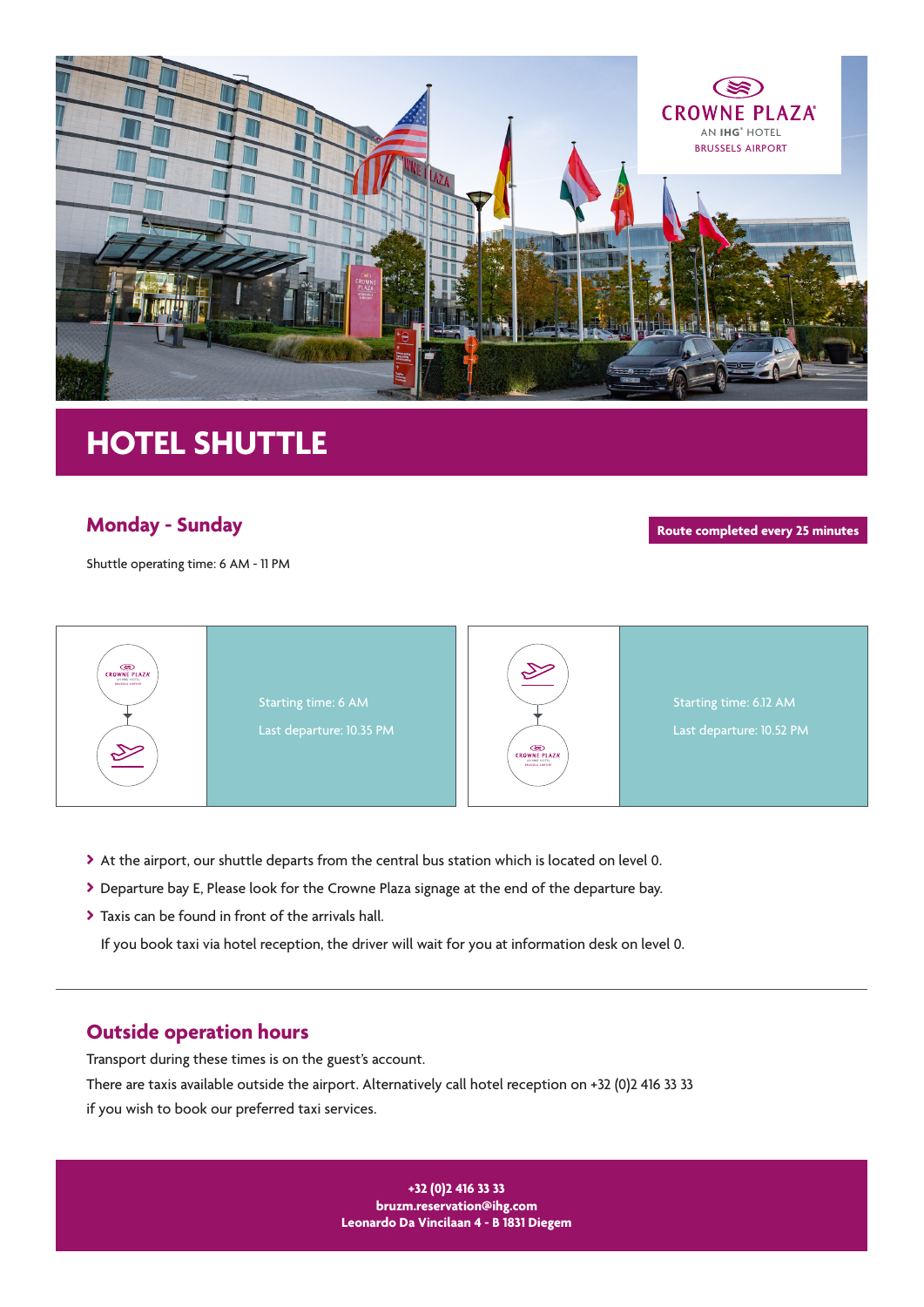CROWNE PLAZA
AN IHG® HOTEL
BRUSSELS AIRPORT

# HOTEL SHUTTLE

## Monday - Sunday

**Route completed every 25 minutes**

Shuttle operating time: 6 AM - 11 PM

| Route | Schedule |
| --- | --- |
| Crowne Plaza → Airport | Starting time: 6 AM<br>Last departure: 10.35 PM |
| Airport → Crowne Plaza | Starting time: 6.12 AM<br>Last departure: 10.52 PM |

- At the airport, our shuttle departs from the central bus station which is located on level 0.
- Departure bay E, Please look for the Crowne Plaza signage at the end of the departure bay.
- Taxis can be found in front of the arrivals hall.

  If you book taxi via hotel reception, the driver will wait for you at information desk on level 0.

---

## Outside operation hours

Transport during these times is on the guest's account.

There are taxis available outside the airport. Alternatively call hotel reception on +32 (0)2 416 33 33 if you wish to book our preferred taxi services.

**+32 (0)2 416 33 33**
**bruzm.reservation@ihg.com**
**Leonardo Da Vincilaan 4 - B 1831 Diegem**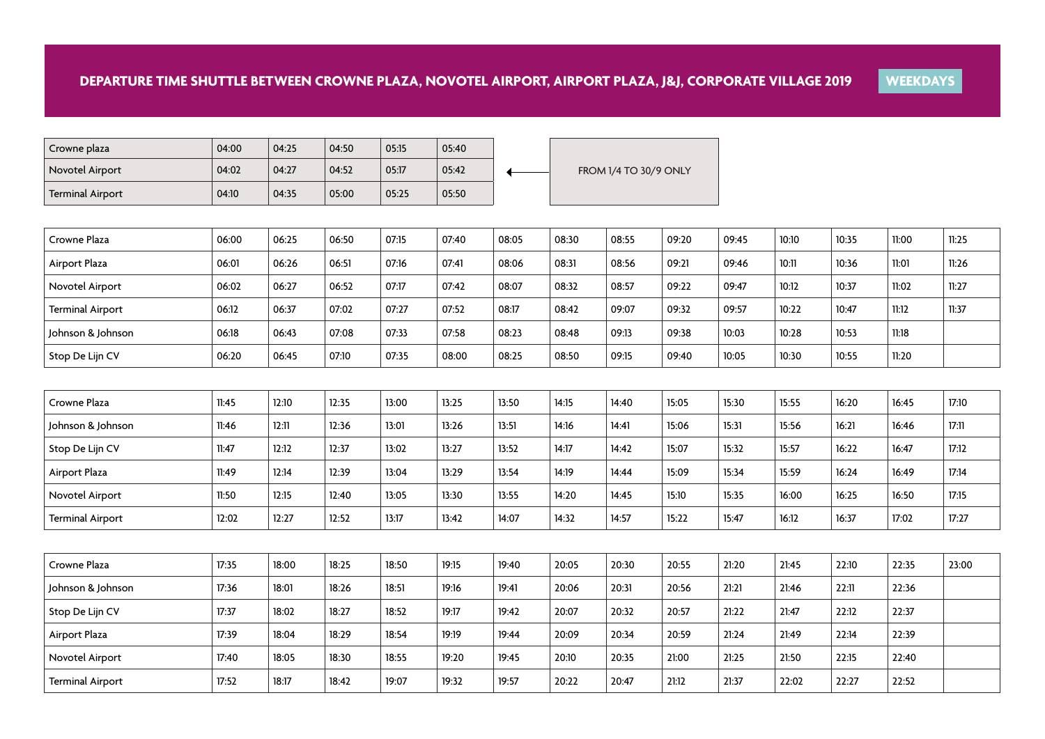# DEPARTURE TIME SHUTTLE BETWEEN CROWNE PLAZA, NOVOTEL AIRPORT, AIRPORT PLAZA, J&J, CORPORATE VILLAGE 2019 — WEEKDAYS

| Crowne plaza | 04:00 | 04:25 | 04:50 | 05:15 | 05:40 |
|---|---|---|---|---|---|
| Novotel Airport | 04:02 | 04:27 | 04:52 | 05:17 | 05:42 |
| Terminal Airport | 04:10 | 04:35 | 05:00 | 05:25 | 05:50 |

← FROM 1/4 TO 30/9 ONLY

| Crowne Plaza | 06:00 | 06:25 | 06:50 | 07:15 | 07:40 | 08:05 | 08:30 | 08:55 | 09:20 | 09:45 | 10:10 | 10:35 | 11:00 | 11:25 |
|---|---|---|---|---|---|---|---|---|---|---|---|---|---|---|
| Airport Plaza | 06:01 | 06:26 | 06:51 | 07:16 | 07:41 | 08:06 | 08:31 | 08:56 | 09:21 | 09:46 | 10:11 | 10:36 | 11:01 | 11:26 |
| Novotel Airport | 06:02 | 06:27 | 06:52 | 07:17 | 07:42 | 08:07 | 08:32 | 08:57 | 09:22 | 09:47 | 10:12 | 10:37 | 11:02 | 11:27 |
| Terminal Airport | 06:12 | 06:37 | 07:02 | 07:27 | 07:52 | 08:17 | 08:42 | 09:07 | 09:32 | 09:57 | 10:22 | 10:47 | 11:12 | 11:37 |
| Johnson & Johnson | 06:18 | 06:43 | 07:08 | 07:33 | 07:58 | 08:23 | 08:48 | 09:13 | 09:38 | 10:03 | 10:28 | 10:53 | 11:18 | |
| Stop De Lijn CV | 06:20 | 06:45 | 07:10 | 07:35 | 08:00 | 08:25 | 08:50 | 09:15 | 09:40 | 10:05 | 10:30 | 10:55 | 11:20 | |

| Crowne Plaza | 11:45 | 12:10 | 12:35 | 13:00 | 13:25 | 13:50 | 14:15 | 14:40 | 15:05 | 15:30 | 15:55 | 16:20 | 16:45 | 17:10 |
|---|---|---|---|---|---|---|---|---|---|---|---|---|---|---|
| Johnson & Johnson | 11:46 | 12:11 | 12:36 | 13:01 | 13:26 | 13:51 | 14:16 | 14:41 | 15:06 | 15:31 | 15:56 | 16:21 | 16:46 | 17:11 |
| Stop De Lijn CV | 11:47 | 12:12 | 12:37 | 13:02 | 13:27 | 13:52 | 14:17 | 14:42 | 15:07 | 15:32 | 15:57 | 16:22 | 16:47 | 17:12 |
| Airport Plaza | 11:49 | 12:14 | 12:39 | 13:04 | 13:29 | 13:54 | 14:19 | 14:44 | 15:09 | 15:34 | 15:59 | 16:24 | 16:49 | 17:14 |
| Novotel Airport | 11:50 | 12:15 | 12:40 | 13:05 | 13:30 | 13:55 | 14:20 | 14:45 | 15:10 | 15:35 | 16:00 | 16:25 | 16:50 | 17:15 |
| Terminal Airport | 12:02 | 12:27 | 12:52 | 13:17 | 13:42 | 14:07 | 14:32 | 14:57 | 15:22 | 15:47 | 16:12 | 16:37 | 17:02 | 17:27 |

| Crowne Plaza | 17:35 | 18:00 | 18:25 | 18:50 | 19:15 | 19:40 | 20:05 | 20:30 | 20:55 | 21:20 | 21:45 | 22:10 | 22:35 | 23:00 |
|---|---|---|---|---|---|---|---|---|---|---|---|---|---|---|
| Johnson & Johnson | 17:36 | 18:01 | 18:26 | 18:51 | 19:16 | 19:41 | 20:06 | 20:31 | 20:56 | 21:21 | 21:46 | 22:11 | 22:36 | |
| Stop De Lijn CV | 17:37 | 18:02 | 18:27 | 18:52 | 19:17 | 19:42 | 20:07 | 20:32 | 20:57 | 21:22 | 21:47 | 22:12 | 22:37 | |
| Airport Plaza | 17:39 | 18:04 | 18:29 | 18:54 | 19:19 | 19:44 | 20:09 | 20:34 | 20:59 | 21:24 | 21:49 | 22:14 | 22:39 | |
| Novotel Airport | 17:40 | 18:05 | 18:30 | 18:55 | 19:20 | 19:45 | 20:10 | 20:35 | 21:00 | 21:25 | 21:50 | 22:15 | 22:40 | |
| Terminal Airport | 17:52 | 18:17 | 18:42 | 19:07 | 19:32 | 19:57 | 20:22 | 20:47 | 21:12 | 21:37 | 22:02 | 22:27 | 22:52 | |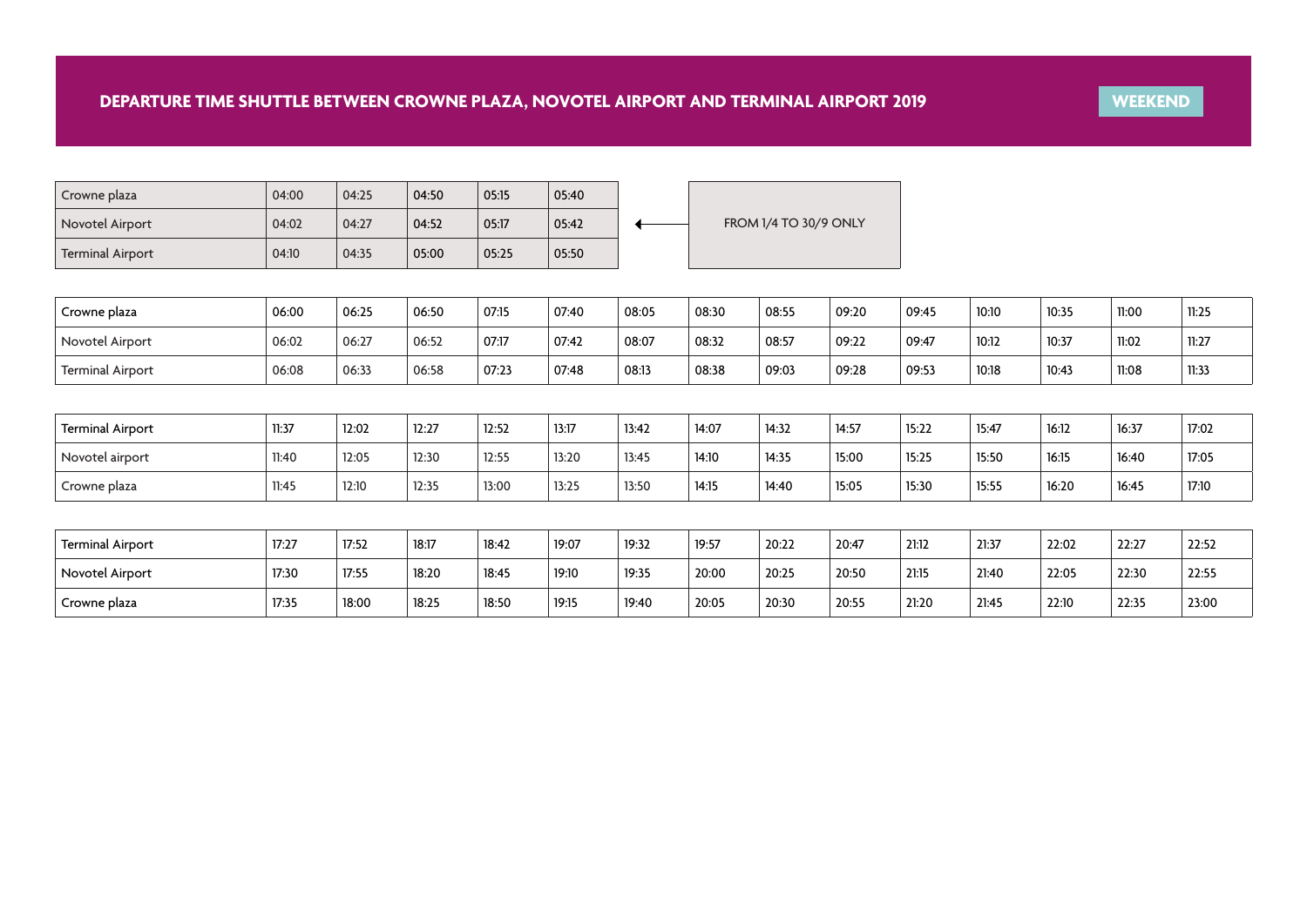## DEPARTURE TIME SHUTTLE BETWEEN CROWNE PLAZA, NOVOTEL AIRPORT AND TERMINAL AIRPORT 2019

**WEEKEND**

| | | | | | |
|---|---|---|---|---|---|
| Crowne plaza | 04:00 | 04:25 | 04:50 | 05:15 | 05:40 |
| Novotel Airport | 04:02 | 04:27 | 04:52 | 05:17 | 05:42 |
| Terminal Airport | 04:10 | 04:35 | 05:00 | 05:25 | 05:50 |

← FROM 1/4 TO 30/9 ONLY

| | | | | | | | | | | | | | | |
|---|---|---|---|---|---|---|---|---|---|---|---|---|---|---|
| Crowne plaza | 06:00 | 06:25 | 06:50 | 07:15 | 07:40 | 08:05 | 08:30 | 08:55 | 09:20 | 09:45 | 10:10 | 10:35 | 11:00 | 11:25 |
| Novotel Airport | 06:02 | 06:27 | 06:52 | 07:17 | 07:42 | 08:07 | 08:32 | 08:57 | 09:22 | 09:47 | 10:12 | 10:37 | 11:02 | 11:27 |
| Terminal Airport | 06:08 | 06:33 | 06:58 | 07:23 | 07:48 | 08:13 | 08:38 | 09:03 | 09:28 | 09:53 | 10:18 | 10:43 | 11:08 | 11:33 |

| | | | | | | | | | | | | | | |
|---|---|---|---|---|---|---|---|---|---|---|---|---|---|---|
| Terminal Airport | 11:37 | 12:02 | 12:27 | 12:52 | 13:17 | 13:42 | 14:07 | 14:32 | 14:57 | 15:22 | 15:47 | 16:12 | 16:37 | 17:02 |
| Novotel airport | 11:40 | 12:05 | 12:30 | 12:55 | 13:20 | 13:45 | 14:10 | 14:35 | 15:00 | 15:25 | 15:50 | 16:15 | 16:40 | 17:05 |
| Crowne plaza | 11:45 | 12:10 | 12:35 | 13:00 | 13:25 | 13:50 | 14:15 | 14:40 | 15:05 | 15:30 | 15:55 | 16:20 | 16:45 | 17:10 |

| | | | | | | | | | | | | | | |
|---|---|---|---|---|---|---|---|---|---|---|---|---|---|---|
| Terminal Airport | 17:27 | 17:52 | 18:17 | 18:42 | 19:07 | 19:32 | 19:57 | 20:22 | 20:47 | 21:12 | 21:37 | 22:02 | 22:27 | 22:52 |
| Novotel Airport | 17:30 | 17:55 | 18:20 | 18:45 | 19:10 | 19:35 | 20:00 | 20:25 | 20:50 | 21:15 | 21:40 | 22:05 | 22:30 | 22:55 |
| Crowne plaza | 17:35 | 18:00 | 18:25 | 18:50 | 19:15 | 19:40 | 20:05 | 20:30 | 20:55 | 21:20 | 21:45 | 22:10 | 22:35 | 23:00 |